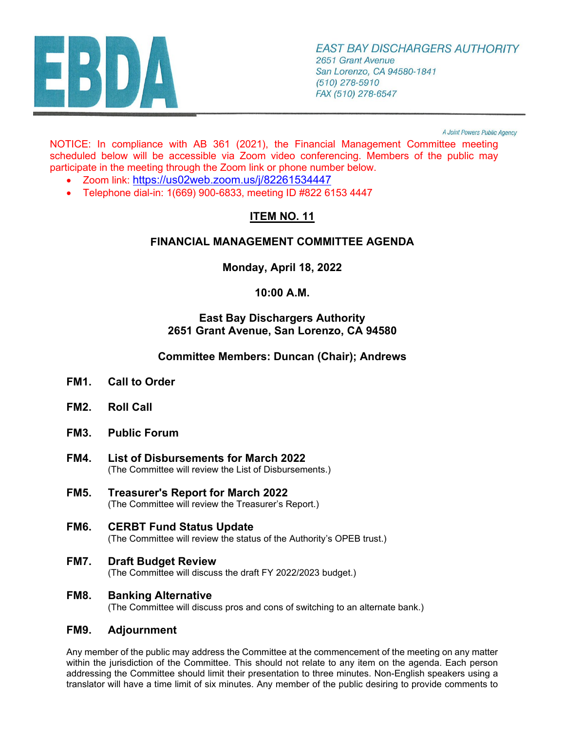EAST BAY DISCHARGERS AUTHORITY
2651 Grant Avenue
San Lorenzo, CA 94580-1841
(510) 278-5910
FAX (510) 278-6547

*A Joint Powers Public Agency*

NOTICE: In compliance with AB 361 (2021), the Financial Management Committee meeting scheduled below will be accessible via Zoom video conferencing. Members of the public may participate in the meeting through the Zoom link or phone number below.

- Zoom link: https://us02web.zoom.us/j/82261534447
- Telephone dial-in: 1(669) 900-6833, meeting ID #822 6153 4447

# ITEM NO. 11

## FINANCIAL MANAGEMENT COMMITTEE AGENDA

**Monday, April 18, 2022**

**10:00 A.M.**

**East Bay Dischargers Authority**
**2651 Grant Avenue, San Lorenzo, CA 94580**

**Committee Members: Duncan (Chair); Andrews**

**FM1. Call to Order**

**FM2. Roll Call**

**FM3. Public Forum**

**FM4. List of Disbursements for March 2022**
(The Committee will review the List of Disbursements.)

**FM5. Treasurer's Report for March 2022**
(The Committee will review the Treasurer's Report.)

**FM6. CERBT Fund Status Update**
(The Committee will review the status of the Authority's OPEB trust.)

**FM7. Draft Budget Review**
(The Committee will discuss the draft FY 2022/2023 budget.)

**FM8. Banking Alternative**
(The Committee will discuss pros and cons of switching to an alternate bank.)

**FM9. Adjournment**

Any member of the public may address the Committee at the commencement of the meeting on any matter within the jurisdiction of the Committee. This should not relate to any item on the agenda. Each person addressing the Committee should limit their presentation to three minutes. Non-English speakers using a translator will have a time limit of six minutes. Any member of the public desiring to provide comments to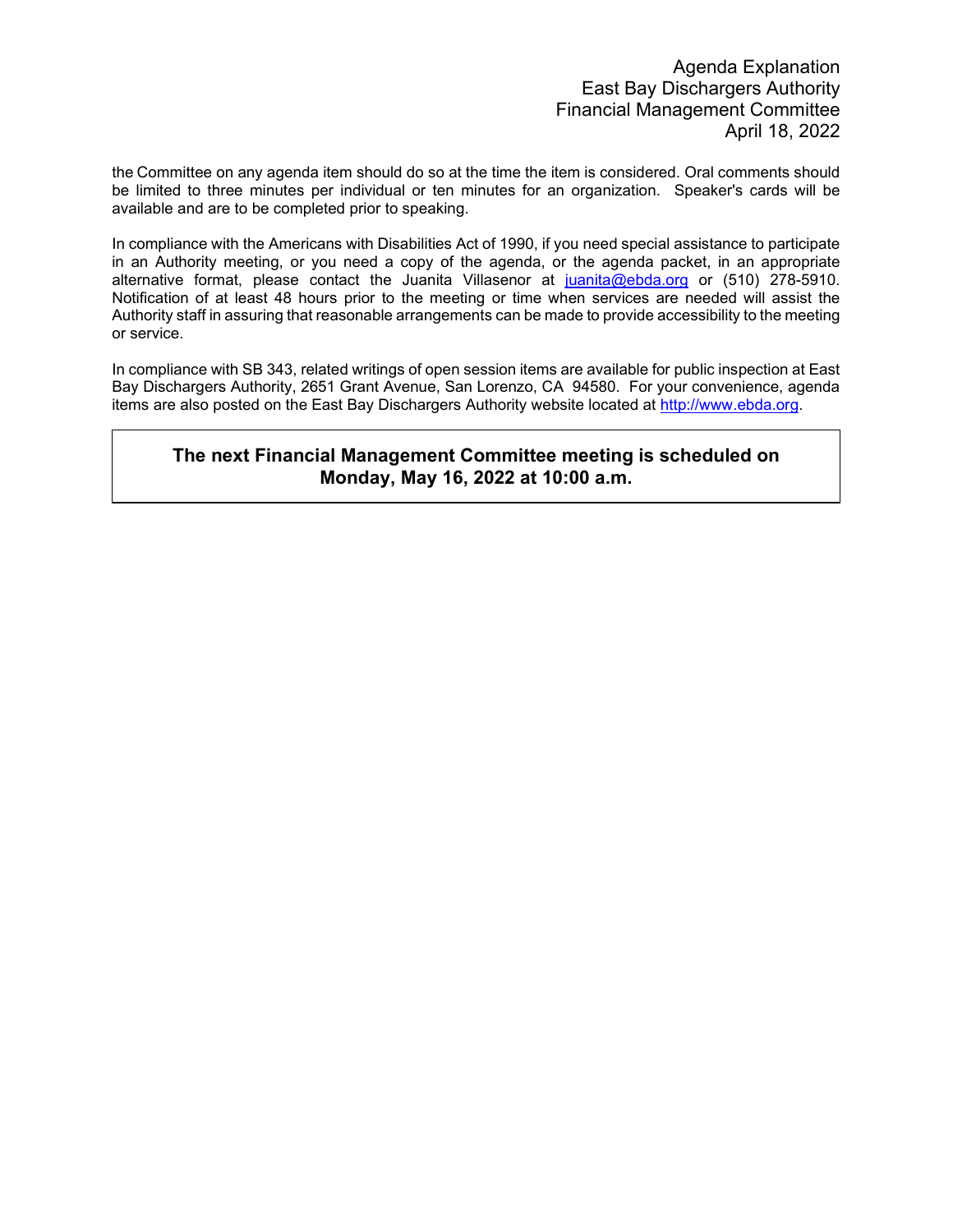the Committee on any agenda item should do so at the time the item is considered. Oral comments should be limited to three minutes per individual or ten minutes for an organization. Speaker's cards will be available and are to be completed prior to speaking.

In compliance with the Americans with Disabilities Act of 1990, if you need special assistance to participate in an Authority meeting, or you need a copy of the agenda, or the agenda packet, in an appropriate alternative format, please contact the Juanita Villasenor at juanita@ebda.org or (510) 278-5910. Notification of at least 48 hours prior to the meeting or time when services are needed will assist the Authority staff in assuring that reasonable arrangements can be made to provide accessibility to the meeting or service.

In compliance with SB 343, related writings of open session items are available for public inspection at East Bay Dischargers Authority, 2651 Grant Avenue, San Lorenzo, CA 94580. For your convenience, agenda items are also posted on the East Bay Dischargers Authority website located at http://www.ebda.org.

**The next Financial Management Committee meeting is scheduled on Monday, May 16, 2022 at 10:00 a.m.**